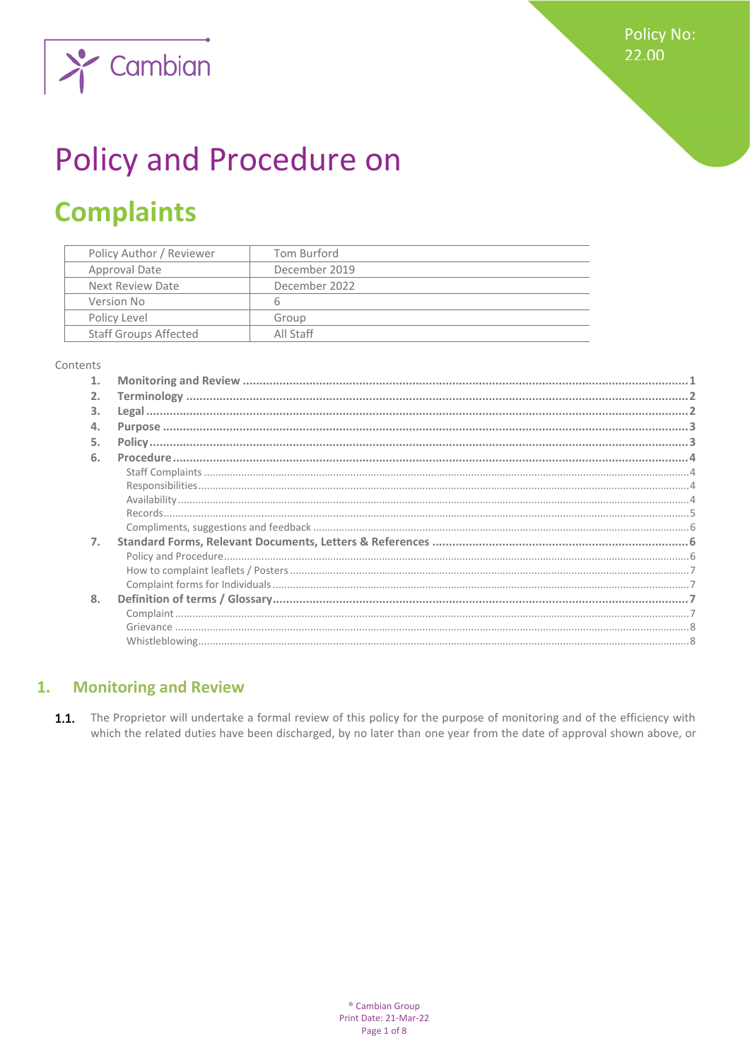Policy No: 22.00

# Policy and Procedure on

# Complaints

| Policy Author / Reviewer | Tom Burford |
|---|---|
| Approval Date | December 2019 |
| Next Review Date | December 2022 |
| Version No | 6 |
| Policy Level | Group |
| Staff Groups Affected | All Staff |

Contents

1. **Monitoring and Review** ... 1
2. **Terminology** ... 2
3. **Legal** ... 2
4. **Purpose** ... 3
5. **Policy** ... 3
6. **Procedure** ... 4
   - Staff Complaints ... 4
   - Responsibilities ... 4
   - Availability ... 4
   - Records ... 5
   - Compliments, suggestions and feedback ... 6
7. **Standard Forms, Relevant Documents, Letters & References** ... 6
   - Policy and Procedure ... 6
   - How to complaint leaflets / Posters ... 7
   - Complaint forms for Individuals ... 7
8. **Definition of terms / Glossary** ... 7
   - Complaint ... 7
   - Grievance ... 8
   - Whistleblowing ... 8

## 1. Monitoring and Review

**1.1.** The Proprietor will undertake a formal review of this policy for the purpose of monitoring and of the efficiency with which the related duties have been discharged, by no later than one year from the date of approval shown above, or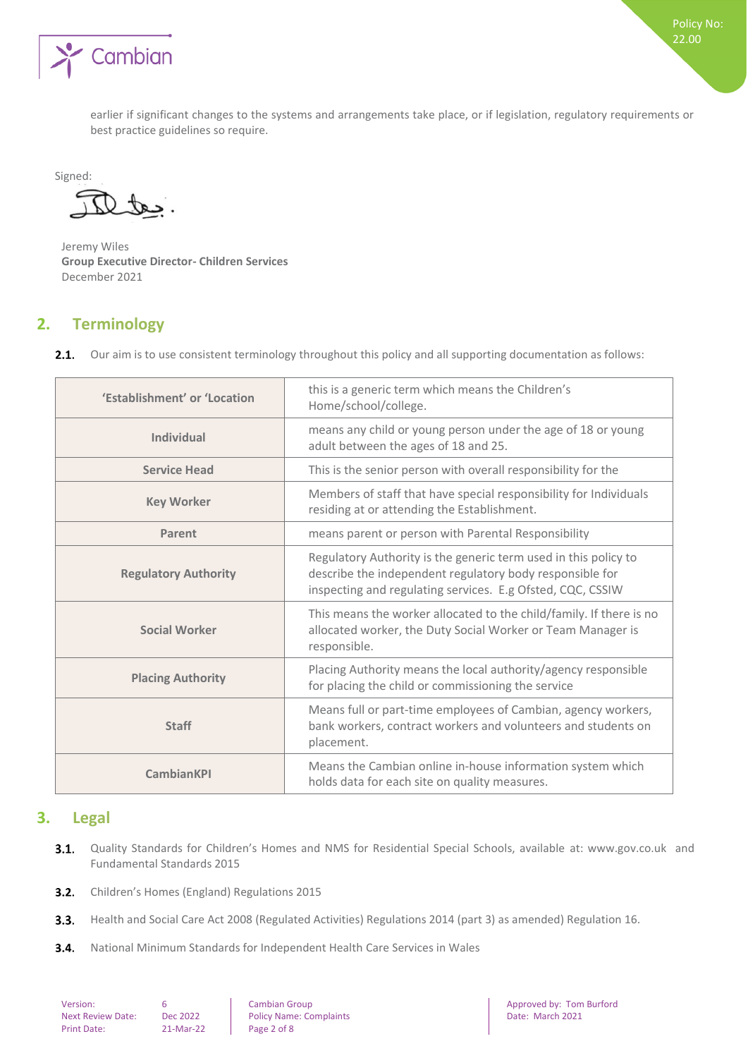earlier if significant changes to the systems and arrangements take place, or if legislation, regulatory requirements or best practice guidelines so require.

Signed:

Jeremy Wiles
**Group Executive Director- Children Services**
December 2021

## 2. Terminology

**2.1.** Our aim is to use consistent terminology throughout this policy and all supporting documentation as follows:

| | |
|---|---|
| **'Establishment' or 'Location** | this is a generic term which means the Children's Home/school/college. |
| **Individual** | means any child or young person under the age of 18 or young adult between the ages of 18 and 25. |
| **Service Head** | This is the senior person with overall responsibility for the |
| **Key Worker** | Members of staff that have special responsibility for Individuals residing at or attending the Establishment. |
| **Parent** | means parent or person with Parental Responsibility |
| **Regulatory Authority** | Regulatory Authority is the generic term used in this policy to describe the independent regulatory body responsible for inspecting and regulating services. E.g Ofsted, CQC, CSSIW |
| **Social Worker** | This means the worker allocated to the child/family. If there is no allocated worker, the Duty Social Worker or Team Manager is responsible. |
| **Placing Authority** | Placing Authority means the local authority/agency responsible for placing the child or commissioning the service |
| **Staff** | Means full or part-time employees of Cambian, agency workers, bank workers, contract workers and volunteers and students on placement. |
| **CambianKPI** | Means the Cambian online in-house information system which holds data for each site on quality measures. |

## 3. Legal

**3.1.** Quality Standards for Children's Homes and NMS for Residential Special Schools, available at: www.gov.co.uk and Fundamental Standards 2015

**3.2.** Children's Homes (England) Regulations 2015

**3.3.** Health and Social Care Act 2008 (Regulated Activities) Regulations 2014 (part 3) as amended) Regulation 16.

**3.4.** National Minimum Standards for Independent Health Care Services in Wales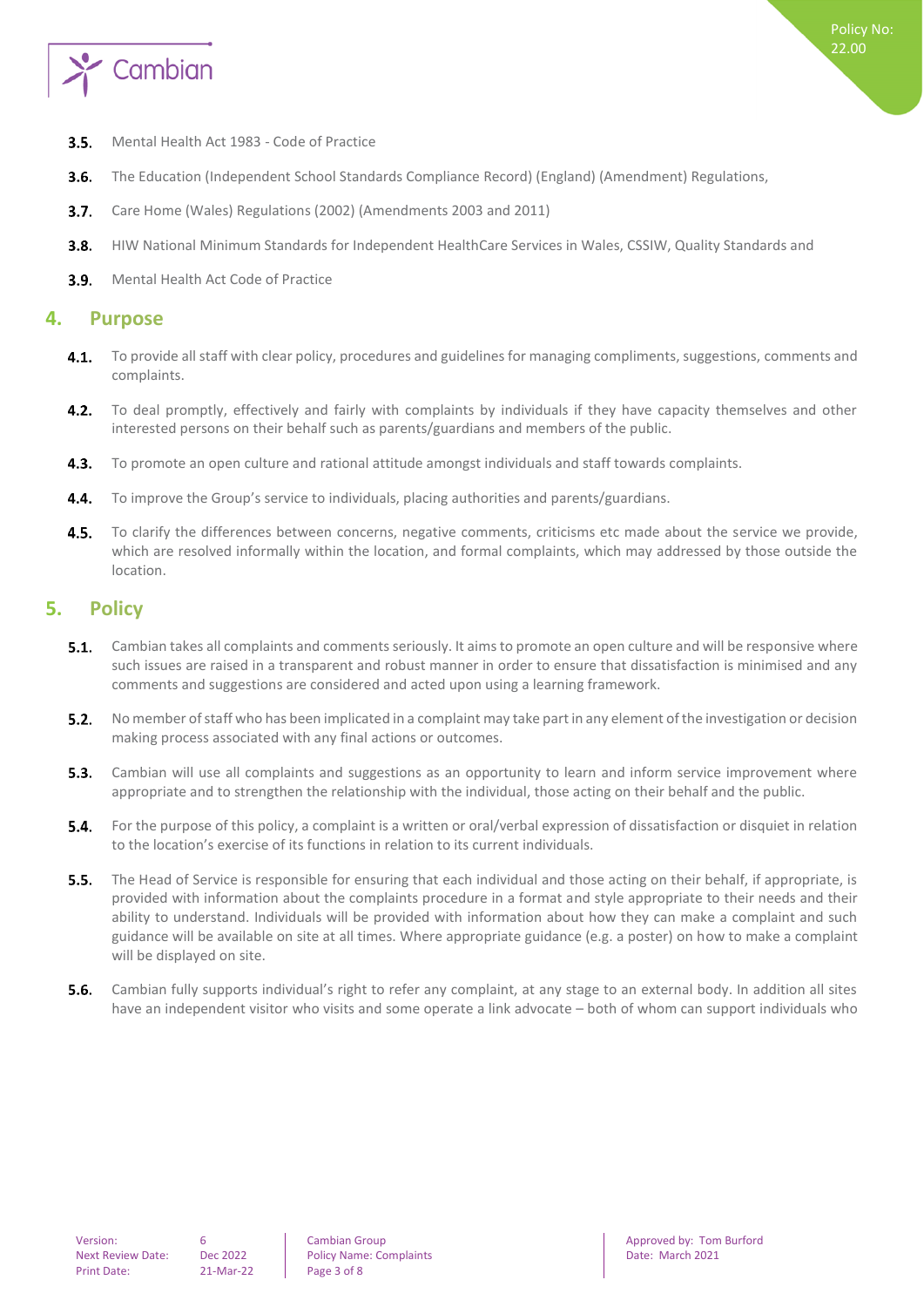- **3.5.** Mental Health Act 1983 - Code of Practice
- **3.6.** The Education (Independent School Standards Compliance Record) (England) (Amendment) Regulations,
- **3.7.** Care Home (Wales) Regulations (2002) (Amendments 2003 and 2011)
- **3.8.** HIW National Minimum Standards for Independent HealthCare Services in Wales, CSSIW, Quality Standards and
- **3.9.** Mental Health Act Code of Practice

## 4. Purpose

- **4.1.** To provide all staff with clear policy, procedures and guidelines for managing compliments, suggestions, comments and complaints.
- **4.2.** To deal promptly, effectively and fairly with complaints by individuals if they have capacity themselves and other interested persons on their behalf such as parents/guardians and members of the public.
- **4.3.** To promote an open culture and rational attitude amongst individuals and staff towards complaints.
- **4.4.** To improve the Group's service to individuals, placing authorities and parents/guardians.
- **4.5.** To clarify the differences between concerns, negative comments, criticisms etc made about the service we provide, which are resolved informally within the location, and formal complaints, which may addressed by those outside the location.

## 5. Policy

- **5.1.** Cambian takes all complaints and comments seriously. It aims to promote an open culture and will be responsive where such issues are raised in a transparent and robust manner in order to ensure that dissatisfaction is minimised and any comments and suggestions are considered and acted upon using a learning framework.
- **5.2.** No member of staff who has been implicated in a complaint may take part in any element of the investigation or decision making process associated with any final actions or outcomes.
- **5.3.** Cambian will use all complaints and suggestions as an opportunity to learn and inform service improvement where appropriate and to strengthen the relationship with the individual, those acting on their behalf and the public.
- **5.4.** For the purpose of this policy, a complaint is a written or oral/verbal expression of dissatisfaction or disquiet in relation to the location's exercise of its functions in relation to its current individuals.
- **5.5.** The Head of Service is responsible for ensuring that each individual and those acting on their behalf, if appropriate, is provided with information about the complaints procedure in a format and style appropriate to their needs and their ability to understand. Individuals will be provided with information about how they can make a complaint and such guidance will be available on site at all times. Where appropriate guidance (e.g. a poster) on how to make a complaint will be displayed on site.
- **5.6.** Cambian fully supports individual's right to refer any complaint, at any stage to an external body. In addition all sites have an independent visitor who visits and some operate a link advocate – both of whom can support individuals who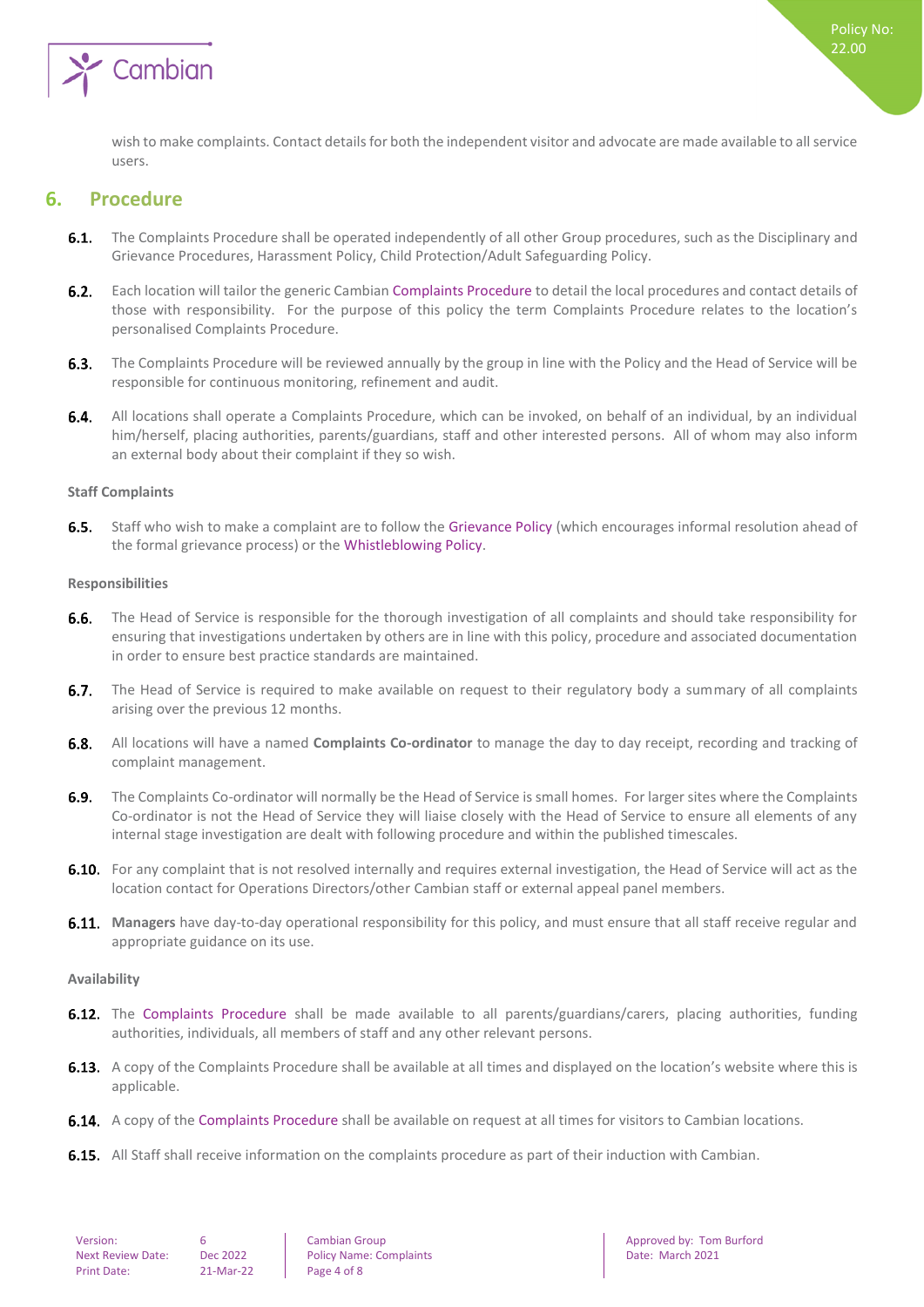wish to make complaints. Contact details for both the independent visitor and advocate are made available to all service users.

## 6. Procedure

**6.1.** The Complaints Procedure shall be operated independently of all other Group procedures, such as the Disciplinary and Grievance Procedures, Harassment Policy, Child Protection/Adult Safeguarding Policy.

**6.2.** Each location will tailor the generic Cambian Complaints Procedure to detail the local procedures and contact details of those with responsibility. For the purpose of this policy the term Complaints Procedure relates to the location's personalised Complaints Procedure.

**6.3.** The Complaints Procedure will be reviewed annually by the group in line with the Policy and the Head of Service will be responsible for continuous monitoring, refinement and audit.

**6.4.** All locations shall operate a Complaints Procedure, which can be invoked, on behalf of an individual, by an individual him/herself, placing authorities, parents/guardians, staff and other interested persons. All of whom may also inform an external body about their complaint if they so wish.

**Staff Complaints**

**6.5.** Staff who wish to make a complaint are to follow the Grievance Policy (which encourages informal resolution ahead of the formal grievance process) or the Whistleblowing Policy.

**Responsibilities**

**6.6.** The Head of Service is responsible for the thorough investigation of all complaints and should take responsibility for ensuring that investigations undertaken by others are in line with this policy, procedure and associated documentation in order to ensure best practice standards are maintained.

**6.7.** The Head of Service is required to make available on request to their regulatory body a summary of all complaints arising over the previous 12 months.

**6.8.** All locations will have a named **Complaints Co-ordinator** to manage the day to day receipt, recording and tracking of complaint management.

**6.9.** The Complaints Co-ordinator will normally be the Head of Service is small homes. For larger sites where the Complaints Co-ordinator is not the Head of Service they will liaise closely with the Head of Service to ensure all elements of any internal stage investigation are dealt with following procedure and within the published timescales.

**6.10.** For any complaint that is not resolved internally and requires external investigation, the Head of Service will act as the location contact for Operations Directors/other Cambian staff or external appeal panel members.

**6.11.** **Managers** have day-to-day operational responsibility for this policy, and must ensure that all staff receive regular and appropriate guidance on its use.

**Availability**

**6.12.** The Complaints Procedure shall be made available to all parents/guardians/carers, placing authorities, funding authorities, individuals, all members of staff and any other relevant persons.

**6.13.** A copy of the Complaints Procedure shall be available at all times and displayed on the location's website where this is applicable.

**6.14.** A copy of the Complaints Procedure shall be available on request at all times for visitors to Cambian locations.

**6.15.** All Staff shall receive information on the complaints procedure as part of their induction with Cambian.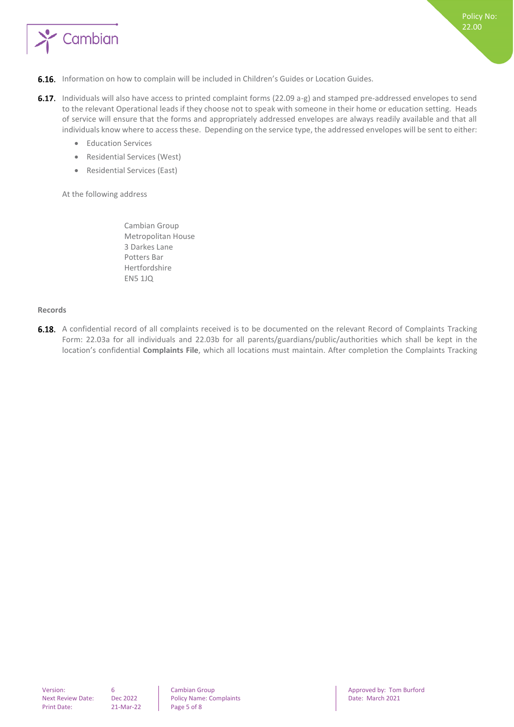**6.16.** Information on how to complain will be included in Children's Guides or Location Guides.

**6.17.** Individuals will also have access to printed complaint forms (22.09 a-g) and stamped pre-addressed envelopes to send to the relevant Operational leads if they choose not to speak with someone in their home or education setting. Heads of service will ensure that the forms and appropriately addressed envelopes are always readily available and that all individuals know where to access these. Depending on the service type, the addressed envelopes will be sent to either:

- Education Services
- Residential Services (West)
- Residential Services (East)

At the following address

Cambian Group
Metropolitan House
3 Darkes Lane
Potters Bar
Hertfordshire
EN5 1JQ

**Records**

**6.18.** A confidential record of all complaints received is to be documented on the relevant Record of Complaints Tracking Form: 22.03a for all individuals and 22.03b for all parents/guardians/public/authorities which shall be kept in the location's confidential **Complaints File**, which all locations must maintain. After completion the Complaints Tracking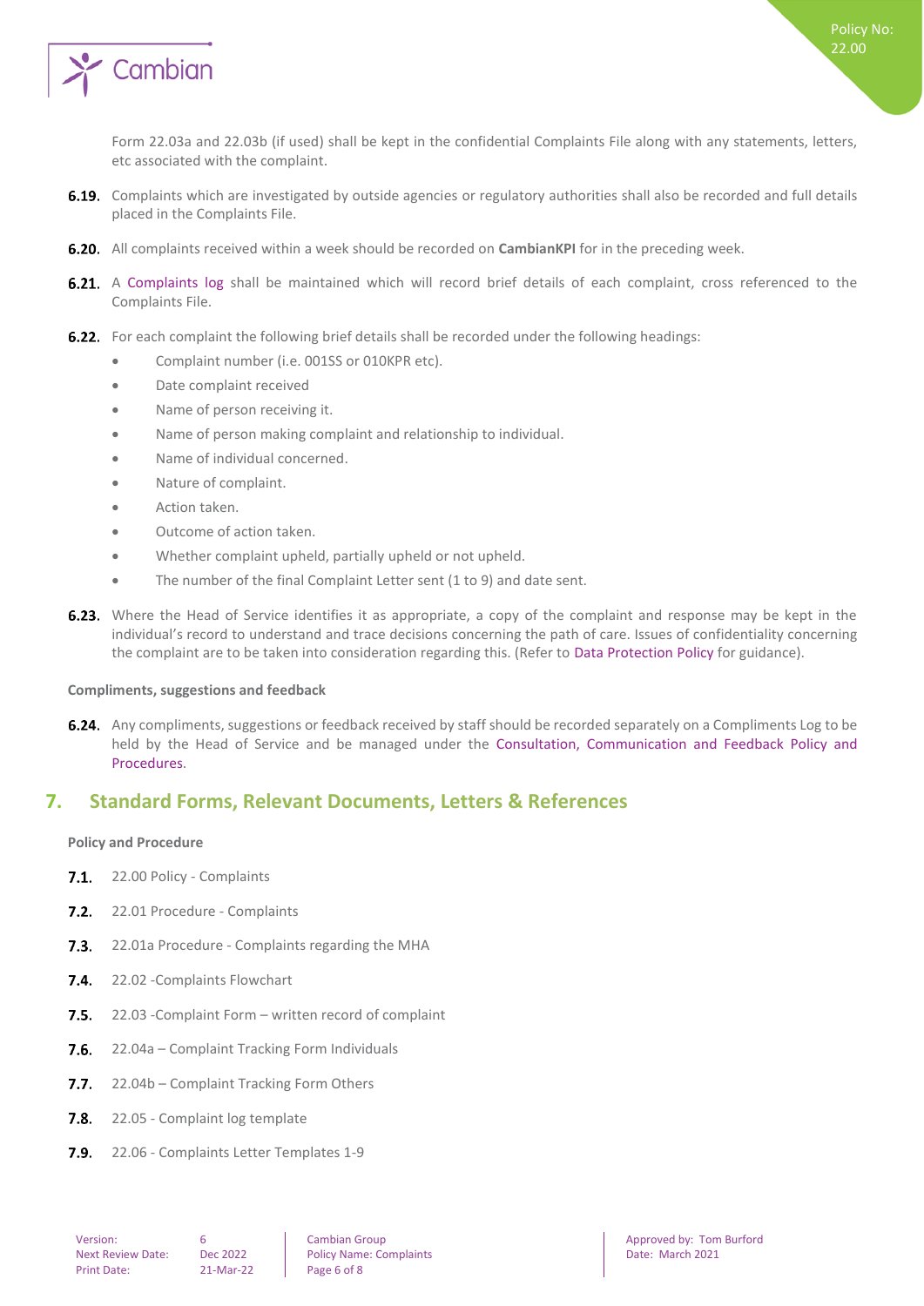Form 22.03a and 22.03b (if used) shall be kept in the confidential Complaints File along with any statements, letters, etc associated with the complaint.

**6.19.** Complaints which are investigated by outside agencies or regulatory authorities shall also be recorded and full details placed in the Complaints File.

**6.20.** All complaints received within a week should be recorded on **CambianKPI** for in the preceding week.

**6.21.** A Complaints log shall be maintained which will record brief details of each complaint, cross referenced to the Complaints File.

**6.22.** For each complaint the following brief details shall be recorded under the following headings:

- Complaint number (i.e. 001SS or 010KPR etc).
- Date complaint received
- Name of person receiving it.
- Name of person making complaint and relationship to individual.
- Name of individual concerned.
- Nature of complaint.
- Action taken.
- Outcome of action taken.
- Whether complaint upheld, partially upheld or not upheld.
- The number of the final Complaint Letter sent (1 to 9) and date sent.

**6.23.** Where the Head of Service identifies it as appropriate, a copy of the complaint and response may be kept in the individual's record to understand and trace decisions concerning the path of care. Issues of confidentiality concerning the complaint are to be taken into consideration regarding this. (Refer to Data Protection Policy for guidance).

**Compliments, suggestions and feedback**

**6.24.** Any compliments, suggestions or feedback received by staff should be recorded separately on a Compliments Log to be held by the Head of Service and be managed under the Consultation, Communication and Feedback Policy and Procedures.

## 7. Standard Forms, Relevant Documents, Letters & References

**Policy and Procedure**

**7.1.** 22.00 Policy - Complaints

**7.2.** 22.01 Procedure - Complaints

**7.3.** 22.01a Procedure - Complaints regarding the MHA

**7.4.** 22.02 -Complaints Flowchart

**7.5.** 22.03 -Complaint Form – written record of complaint

**7.6.** 22.04a – Complaint Tracking Form Individuals

**7.7.** 22.04b – Complaint Tracking Form Others

**7.8.** 22.05 - Complaint log template

**7.9.** 22.06 - Complaints Letter Templates 1-9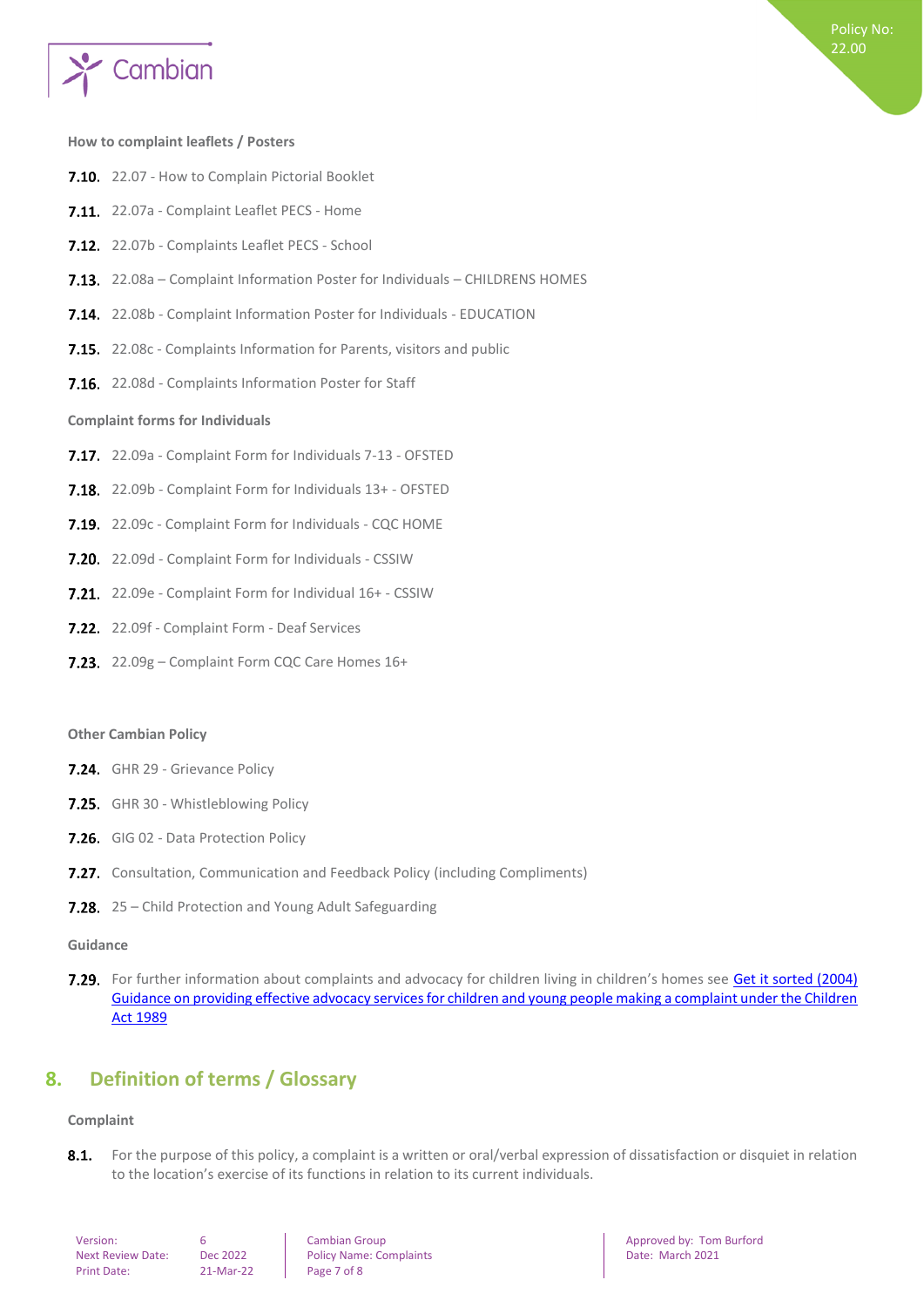**How to complaint leaflets / Posters**

7.10. 22.07 - How to Complain Pictorial Booklet

7.11. 22.07a - Complaint Leaflet PECS - Home

7.12. 22.07b - Complaints Leaflet PECS - School

7.13. 22.08a – Complaint Information Poster for Individuals – CHILDRENS HOMES

7.14. 22.08b - Complaint Information Poster for Individuals - EDUCATION

7.15. 22.08c - Complaints Information for Parents, visitors and public

7.16. 22.08d - Complaints Information Poster for Staff

**Complaint forms for Individuals**

7.17. 22.09a - Complaint Form for Individuals 7-13 - OFSTED

7.18. 22.09b - Complaint Form for Individuals 13+ - OFSTED

7.19. 22.09c - Complaint Form for Individuals - CQC HOME

7.20. 22.09d - Complaint Form for Individuals - CSSIW

7.21. 22.09e - Complaint Form for Individual 16+ - CSSIW

7.22. 22.09f - Complaint Form - Deaf Services

7.23. 22.09g – Complaint Form CQC Care Homes 16+

**Other Cambian Policy**

7.24. GHR 29 - Grievance Policy

7.25. GHR 30 - Whistleblowing Policy

7.26. GIG 02 - Data Protection Policy

7.27. Consultation, Communication and Feedback Policy (including Compliments)

7.28. 25 – Child Protection and Young Adult Safeguarding

**Guidance**

7.29. For further information about complaints and advocacy for children living in children's homes see Get it sorted (2004) Guidance on providing effective advocacy services for children and young people making a complaint under the Children Act 1989

## 8. Definition of terms / Glossary

**Complaint**

8.1. For the purpose of this policy, a complaint is a written or oral/verbal expression of dissatisfaction or disquiet in relation to the location's exercise of its functions in relation to its current individuals.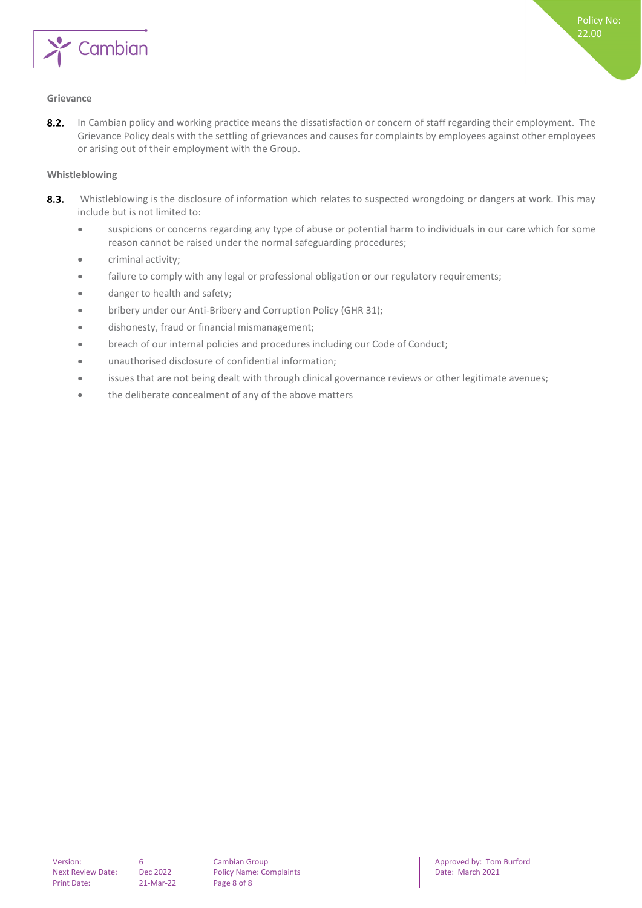### Grievance

**8.2.** In Cambian policy and working practice means the dissatisfaction or concern of staff regarding their employment. The Grievance Policy deals with the settling of grievances and causes for complaints by employees against other employees or arising out of their employment with the Group.

### Whistleblowing

**8.3.** Whistleblowing is the disclosure of information which relates to suspected wrongdoing or dangers at work. This may include but is not limited to:

- suspicions or concerns regarding any type of abuse or potential harm to individuals in our care which for some reason cannot be raised under the normal safeguarding procedures;
- criminal activity;
- failure to comply with any legal or professional obligation or our regulatory requirements;
- danger to health and safety;
- bribery under our Anti-Bribery and Corruption Policy (GHR 31);
- dishonesty, fraud or financial mismanagement;
- breach of our internal policies and procedures including our Code of Conduct;
- unauthorised disclosure of confidential information;
- issues that are not being dealt with through clinical governance reviews or other legitimate avenues;
- the deliberate concealment of any of the above matters